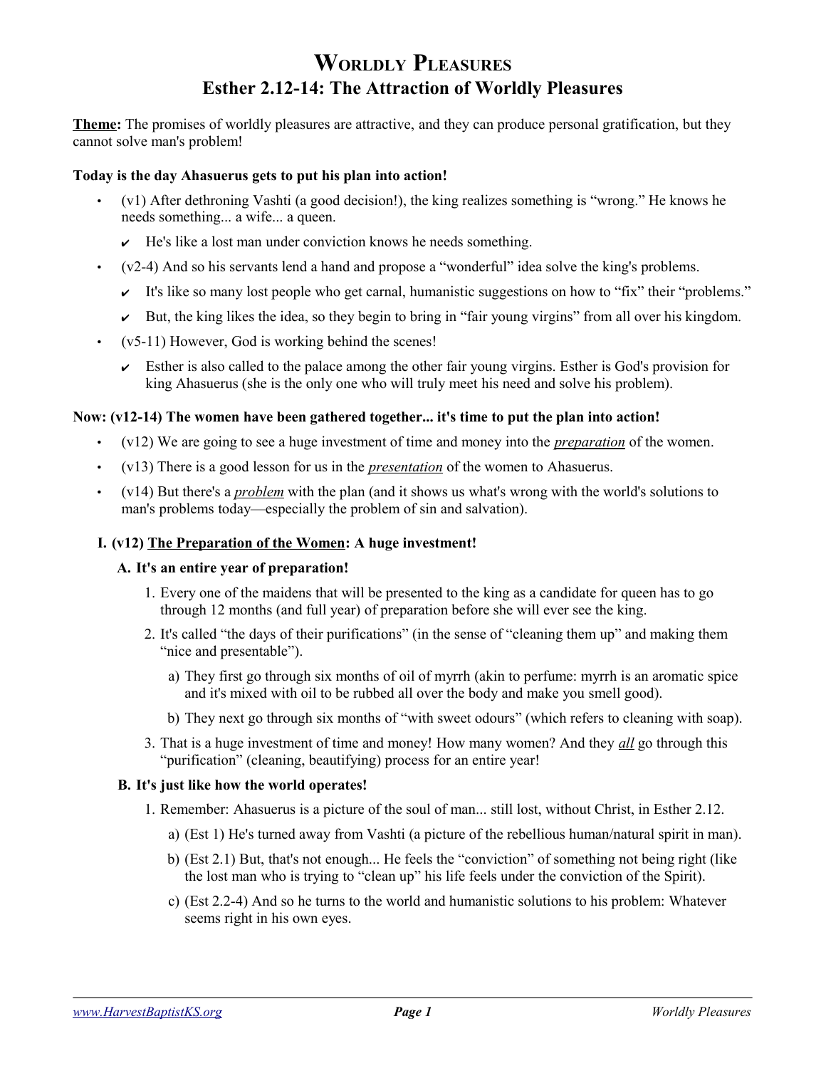# Worldly Pleasures

## Esther 2.12-14: The Attraction of Worldly Pleasures

**Theme:** The promises of worldly pleasures are attractive, and they can produce personal gratification, but they cannot solve man's problem!

**Today is the day Ahasuerus gets to put his plan into action!**

- (v1) After dethroning Vashti (a good decision!), the king realizes something is "wrong." He knows he needs something... a wife... a queen.
  - ✔ He's like a lost man under conviction knows he needs something.
- (v2-4) And so his servants lend a hand and propose a "wonderful" idea solve the king's problems.
  - ✔ It's like so many lost people who get carnal, humanistic suggestions on how to "fix" their "problems."
  - ✔ But, the king likes the idea, so they begin to bring in "fair young virgins" from all over his kingdom.
- (v5-11) However, God is working behind the scenes!
  - ✔ Esther is also called to the palace among the other fair young virgins. Esther is God's provision for king Ahasuerus (she is the only one who will truly meet his need and solve his problem).

**Now: (v12-14) The women have been gathered together... it's time to put the plan into action!**

- (v12) We are going to see a huge investment of time and money into the <u>*preparation*</u> of the women.
- (v13) There is a good lesson for us in the <u>*presentation*</u> of the women to Ahasuerus.
- (v14) But there's a <u>*problem*</u> with the plan (and it shows us what's wrong with the world's solutions to man's problems today—especially the problem of sin and salvation).

### I. (v12) <u>The Preparation of the Women</u>: A huge investment!

#### A. It's an entire year of preparation!

1. Every one of the maidens that will be presented to the king as a candidate for queen has to go through 12 months (and full year) of preparation before she will ever see the king.
2. It's called "the days of their purifications" (in the sense of "cleaning them up" and making them "nice and presentable").
   a) They first go through six months of oil of myrrh (akin to perfume: myrrh is an aromatic spice and it's mixed with oil to be rubbed all over the body and make you smell good).
   b) They next go through six months of "with sweet odours" (which refers to cleaning with soap).
3. That is a huge investment of time and money! How many women? And they <u>*all*</u> go through this "purification" (cleaning, beautifying) process for an entire year!

#### B. It's just like how the world operates!

1. Remember: Ahasuerus is a picture of the soul of man... still lost, without Christ, in Esther 2.12.
   a) (Est 1) He's turned away from Vashti (a picture of the rebellious human/natural spirit in man).
   b) (Est 2.1) But, that's not enough... He feels the "conviction" of something not being right (like the lost man who is trying to "clean up" his life feels under the conviction of the Spirit).
   c) (Est 2.2-4) And so he turns to the world and humanistic solutions to his problem: Whatever seems right in his own eyes.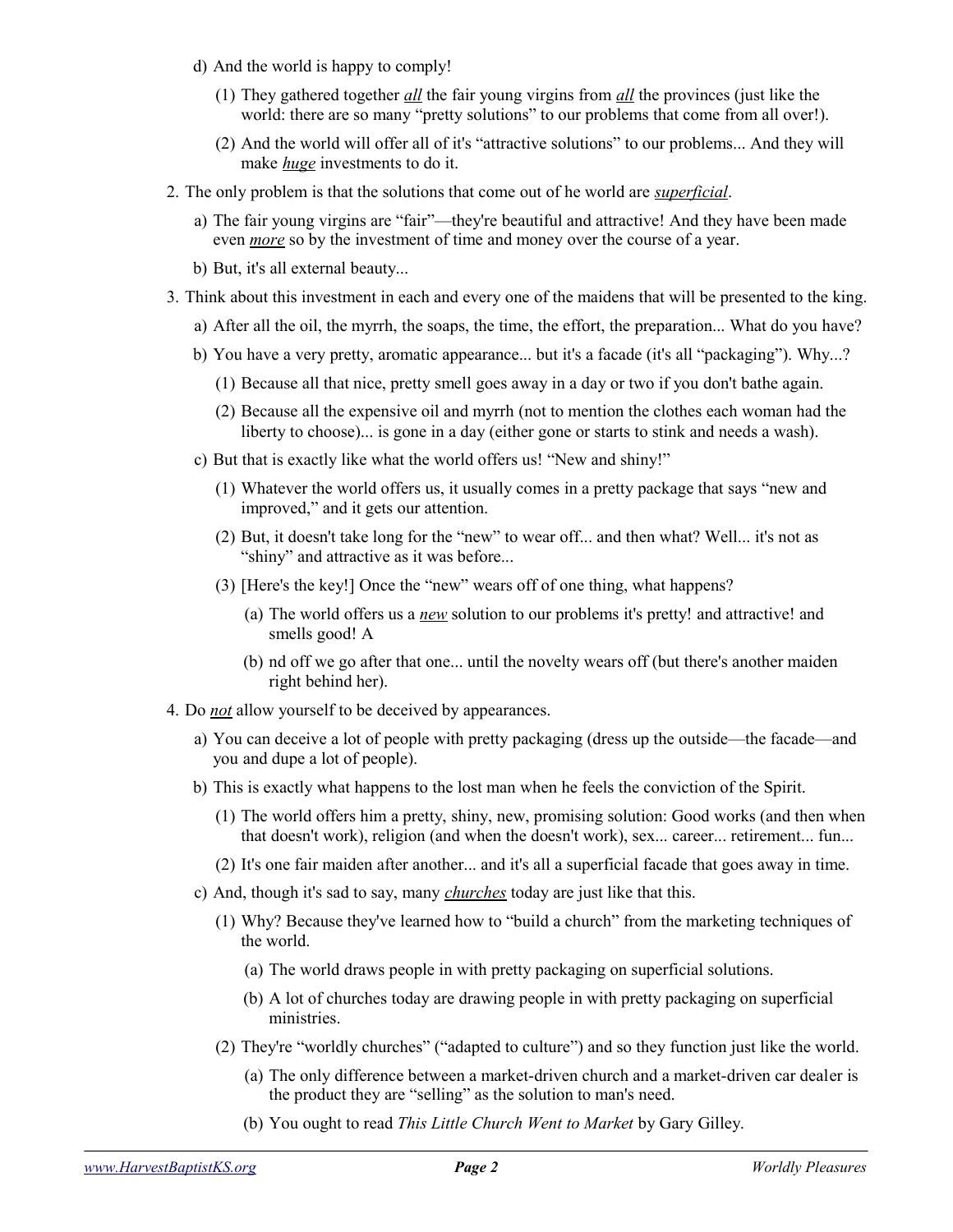d) And the world is happy to comply!

(1) They gathered together ***all*** the fair young virgins from ***all*** the provinces (just like the world: there are so many "pretty solutions" to our problems that come from all over!).

(2) And the world will offer all of it's "attractive solutions" to our problems... And they will make ***huge*** investments to do it.

2. The only problem is that the solutions that come out of he world are ***superficial***.

a) The fair young virgins are "fair"—they're beautiful and attractive! And they have been made even ***more*** so by the investment of time and money over the course of a year.

b) But, it's all external beauty...

3. Think about this investment in each and every one of the maidens that will be presented to the king.

a) After all the oil, the myrrh, the soaps, the time, the effort, the preparation... What do you have?

b) You have a very pretty, aromatic appearance... but it's a facade (it's all "packaging"). Why...?

(1) Because all that nice, pretty smell goes away in a day or two if you don't bathe again.

(2) Because all the expensive oil and myrrh (not to mention the clothes each woman had the liberty to choose)... is gone in a day (either gone or starts to stink and needs a wash).

c) But that is exactly like what the world offers us! "New and shiny!"

(1) Whatever the world offers us, it usually comes in a pretty package that says "new and improved," and it gets our attention.

(2) But, it doesn't take long for the "new" to wear off... and then what? Well... it's not as "shiny" and attractive as it was before...

(3) [Here's the key!] Once the "new" wears off of one thing, what happens?

(a) The world offers us a ***new*** solution to our problems it's pretty! and attractive! and smells good! A

(b) nd off we go after that one... until the novelty wears off (but there's another maiden right behind her).

4. Do ***not*** allow yourself to be deceived by appearances.

a) You can deceive a lot of people with pretty packaging (dress up the outside—the facade—and you and dupe a lot of people).

b) This is exactly what happens to the lost man when he feels the conviction of the Spirit.

(1) The world offers him a pretty, shiny, new, promising solution: Good works (and then when that doesn't work), religion (and when the doesn't work), sex... career... retirement... fun...

(2) It's one fair maiden after another... and it's all a superficial facade that goes away in time.

c) And, though it's sad to say, many ***churches*** today are just like that this.

(1) Why? Because they've learned how to "build a church" from the marketing techniques of the world.

(a) The world draws people in with pretty packaging on superficial solutions.

(b) A lot of churches today are drawing people in with pretty packaging on superficial ministries.

(2) They're "worldly churches" ("adapted to culture") and so they function just like the world.

(a) The only difference between a market-driven church and a market-driven car dealer is the product they are "selling" as the solution to man's need.

(b) You ought to read *This Little Church Went to Market* by Gary Gilley.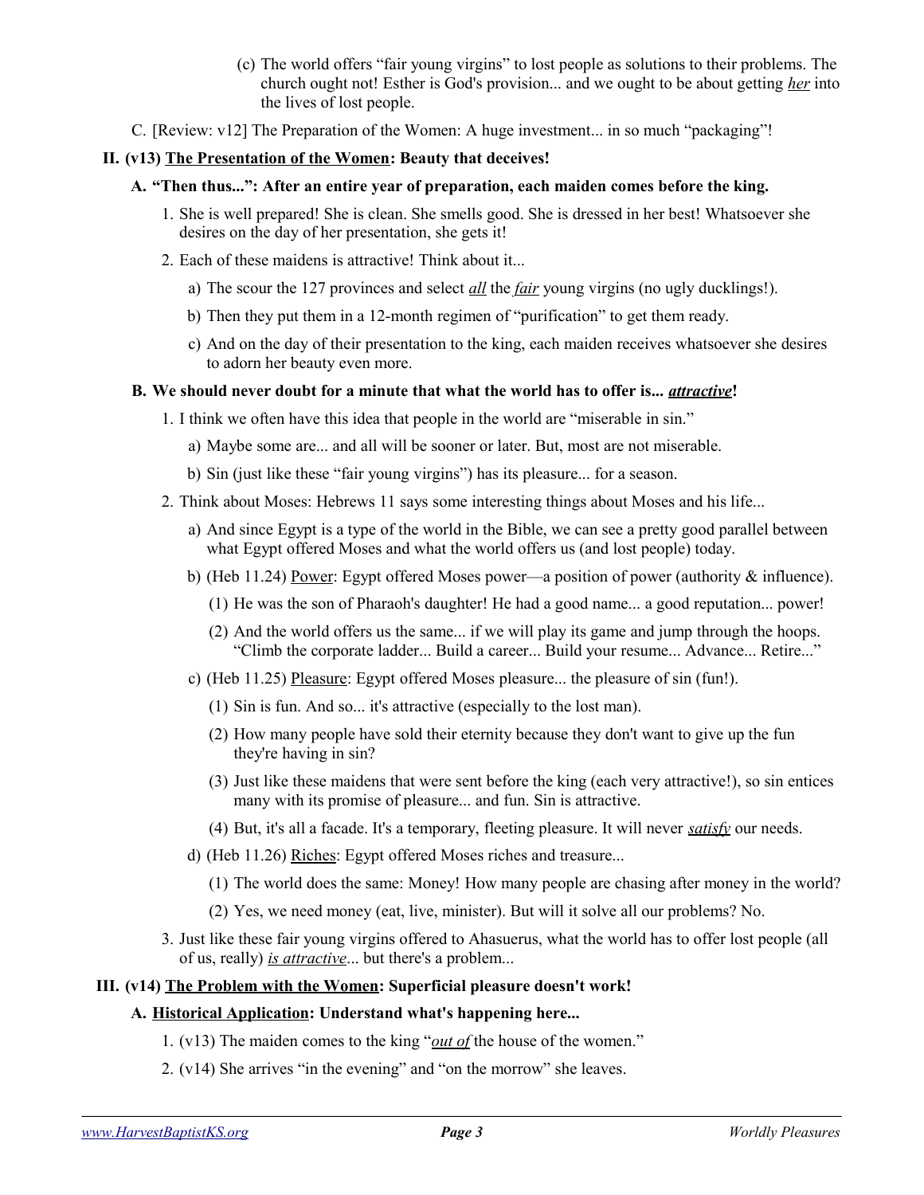(c) The world offers "fair young virgins" to lost people as solutions to their problems. The church ought not! Esther is God's provision... and we ought to be about getting *her* into the lives of lost people.

C. [Review: v12] The Preparation of the Women: A huge investment... in so much "packaging"!

## II. (v13) The Presentation of the Women: Beauty that deceives!

### A. "Then thus...": After an entire year of preparation, each maiden comes before the king.

1. She is well prepared! She is clean. She smells good. She is dressed in her best! Whatsoever she desires on the day of her presentation, she gets it!
2. Each of these maidens is attractive! Think about it...
   - a) The scour the 127 provinces and select *all* the *fair* young virgins (no ugly ducklings!).
   - b) Then they put them in a 12-month regimen of "purification" to get them ready.
   - c) And on the day of their presentation to the king, each maiden receives whatsoever she desires to adorn her beauty even more.

### B. We should never doubt for a minute that what the world has to offer is... *attractive*!

1. I think we often have this idea that people in the world are "miserable in sin."
   - a) Maybe some are... and all will be sooner or later. But, most are not miserable.
   - b) Sin (just like these "fair young virgins") has its pleasure... for a season.
2. Think about Moses: Hebrews 11 says some interesting things about Moses and his life...
   - a) And since Egypt is a type of the world in the Bible, we can see a pretty good parallel between what Egypt offered Moses and what the world offers us (and lost people) today.
   - b) (Heb 11.24) Power: Egypt offered Moses power—a position of power (authority & influence).
     - (1) He was the son of Pharaoh's daughter! He had a good name... a good reputation... power!
     - (2) And the world offers us the same... if we will play its game and jump through the hoops. "Climb the corporate ladder... Build a career... Build your resume... Advance... Retire..."
   - c) (Heb 11.25) Pleasure: Egypt offered Moses pleasure... the pleasure of sin (fun!).
     - (1) Sin is fun. And so... it's attractive (especially to the lost man).
     - (2) How many people have sold their eternity because they don't want to give up the fun they're having in sin?
     - (3) Just like these maidens that were sent before the king (each very attractive!), so sin entices many with its promise of pleasure... and fun. Sin is attractive.
     - (4) But, it's all a facade. It's a temporary, fleeting pleasure. It will never *satisfy* our needs.
   - d) (Heb 11.26) Riches: Egypt offered Moses riches and treasure...
     - (1) The world does the same: Money! How many people are chasing after money in the world?
     - (2) Yes, we need money (eat, live, minister). But will it solve all our problems? No.
3. Just like these fair young virgins offered to Ahasuerus, what the world has to offer lost people (all of us, really) *is attractive*... but there's a problem...

## III. (v14) The Problem with the Women: Superficial pleasure doesn't work!

### A. Historical Application: Understand what's happening here...

1. (v13) The maiden comes to the king "*out of* the house of the women."
2. (v14) She arrives "in the evening" and "on the morrow" she leaves.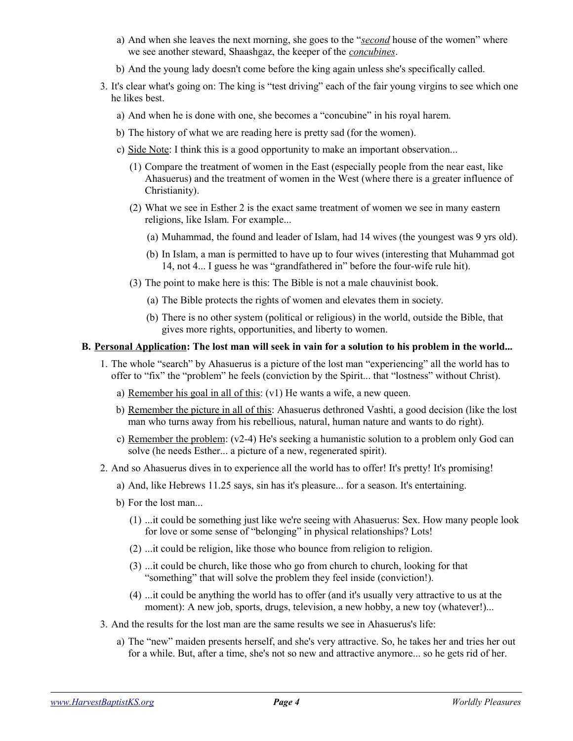a) And when she leaves the next morning, she goes to the "*second* house of the women" where we see another steward, Shaashgaz, the keeper of the *concubines*.

   b) And the young lady doesn't come before the king again unless she's specifically called.

3. It's clear what's going on: The king is "test driving" each of the fair young virgins to see which one he likes best.

   a) And when he is done with one, she becomes a "concubine" in his royal harem.

   b) The history of what we are reading here is pretty sad (for the women).

   c) Side Note: I think this is a good opportunity to make an important observation...

      (1) Compare the treatment of women in the East (especially people from the near east, like Ahasuerus) and the treatment of women in the West (where there is a greater influence of Christianity).

      (2) What we see in Esther 2 is the exact same treatment of women we see in many eastern religions, like Islam. For example...

         (a) Muhammad, the found and leader of Islam, had 14 wives (the youngest was 9 yrs old).

         (b) In Islam, a man is permitted to have up to four wives (interesting that Muhammad got 14, not 4... I guess he was "grandfathered in" before the four-wife rule hit).

      (3) The point to make here is this: The Bible is not a male chauvinist book.

         (a) The Bible protects the rights of women and elevates them in society.

         (b) There is no other system (political or religious) in the world, outside the Bible, that gives more rights, opportunities, and liberty to women.

**B. Personal Application: The lost man will seek in vain for a solution to his problem in the world...**

1. The whole "search" by Ahasuerus is a picture of the lost man "experiencing" all the world has to offer to "fix" the "problem" he feels (conviction by the Spirit... that "lostness" without Christ).

   a) Remember his goal in all of this: (v1) He wants a wife, a new queen.

   b) Remember the picture in all of this: Ahasuerus dethroned Vashti, a good decision (like the lost man who turns away from his rebellious, natural, human nature and wants to do right).

   c) Remember the problem: (v2-4) He's seeking a humanistic solution to a problem only God can solve (he needs Esther... a picture of a new, regenerated spirit).

2. And so Ahasuerus dives in to experience all the world has to offer! It's pretty! It's promising!

   a) And, like Hebrews 11.25 says, sin has it's pleasure... for a season. It's entertaining.

   b) For the lost man...

      (1) ...it could be something just like we're seeing with Ahasuerus: Sex. How many people look for love or some sense of "belonging" in physical relationships? Lots!

      (2) ...it could be religion, like those who bounce from religion to religion.

      (3) ...it could be church, like those who go from church to church, looking for that "something" that will solve the problem they feel inside (conviction!).

      (4) ...it could be anything the world has to offer (and it's usually very attractive to us at the moment): A new job, sports, drugs, television, a new hobby, a new toy (whatever!)...

3. And the results for the lost man are the same results we see in Ahasuerus's life:

   a) The "new" maiden presents herself, and she's very attractive. So, he takes her and tries her out for a while. But, after a time, she's not so new and attractive anymore... so he gets rid of her.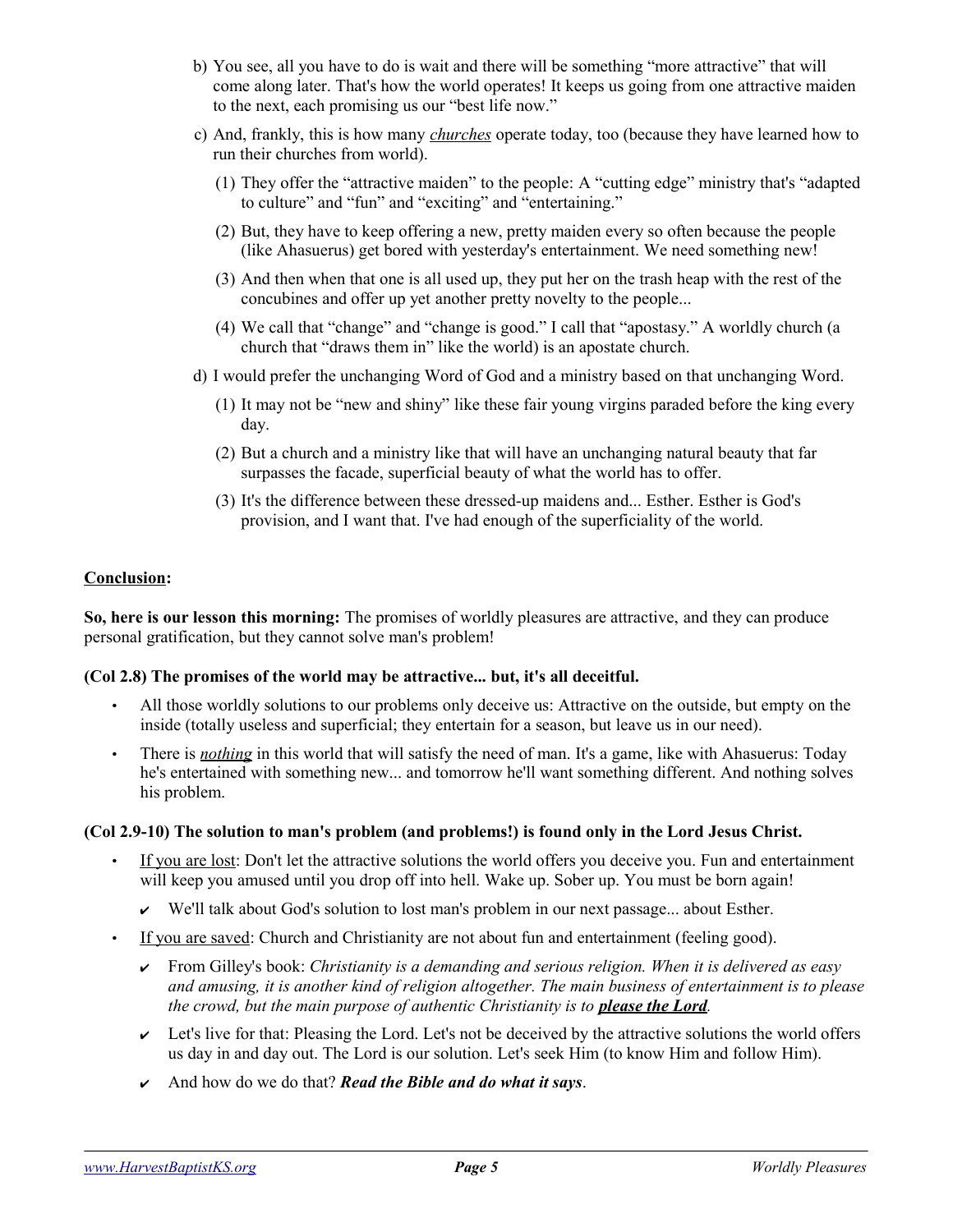b) You see, all you have to do is wait and there will be something "more attractive" that will come along later. That's how the world operates! It keeps us going from one attractive maiden to the next, each promising us our "best life now."

c) And, frankly, this is how many ***churches*** operate today, too (because they have learned how to run their churches from world).

   (1) They offer the "attractive maiden" to the people: A "cutting edge" ministry that's "adapted to culture" and "fun" and "exciting" and "entertaining."

   (2) But, they have to keep offering a new, pretty maiden every so often because the people (like Ahasuerus) get bored with yesterday's entertainment. We need something new!

   (3) And then when that one is all used up, they put her on the trash heap with the rest of the concubines and offer up yet another pretty novelty to the people...

   (4) We call that "change" and "change is good." I call that "apostasy." A worldly church (a church that "draws them in" like the world) is an apostate church.

d) I would prefer the unchanging Word of God and a ministry based on that unchanging Word.

   (1) It may not be "new and shiny" like these fair young virgins paraded before the king every day.

   (2) But a church and a ministry like that will have an unchanging natural beauty that far surpasses the facade, superficial beauty of what the world has to offer.

   (3) It's the difference between these dressed-up maidens and... Esther. Esther is God's provision, and I want that. I've had enough of the superficiality of the world.

**Conclusion:**

**So, here is our lesson this morning:** The promises of worldly pleasures are attractive, and they can produce personal gratification, but they cannot solve man's problem!

**(Col 2.8) The promises of the world may be attractive... but, it's all deceitful.**

- All those worldly solutions to our problems only deceive us: Attractive on the outside, but empty on the inside (totally useless and superficial; they entertain for a season, but leave us in our need).
- There is ***nothing*** in this world that will satisfy the need of man. It's a game, like with Ahasuerus: Today he's entertained with something new... and tomorrow he'll want something different. And nothing solves his problem.

**(Col 2.9-10) The solution to man's problem (and problems!) is found only in the Lord Jesus Christ.**

- If you are lost: Don't let the attractive solutions the world offers you deceive you. Fun and entertainment will keep you amused until you drop off into hell. Wake up. Sober up. You must be born again!
  - ✔ We'll talk about God's solution to lost man's problem in our next passage... about Esther.
- If you are saved: Church and Christianity are not about fun and entertainment (feeling good).
  - ✔ From Gilley's book: *Christianity is a demanding and serious religion. When it is delivered as easy and amusing, it is another kind of religion altogether. The main business of entertainment is to please the crowd, but the main purpose of authentic Christianity is to* ***please the Lord****.*
  - ✔ Let's live for that: Pleasing the Lord. Let's not be deceived by the attractive solutions the world offers us day in and day out. The Lord is our solution. Let's seek Him (to know Him and follow Him).
  - ✔ And how do we do that? ***Read the Bible and do what it says***.